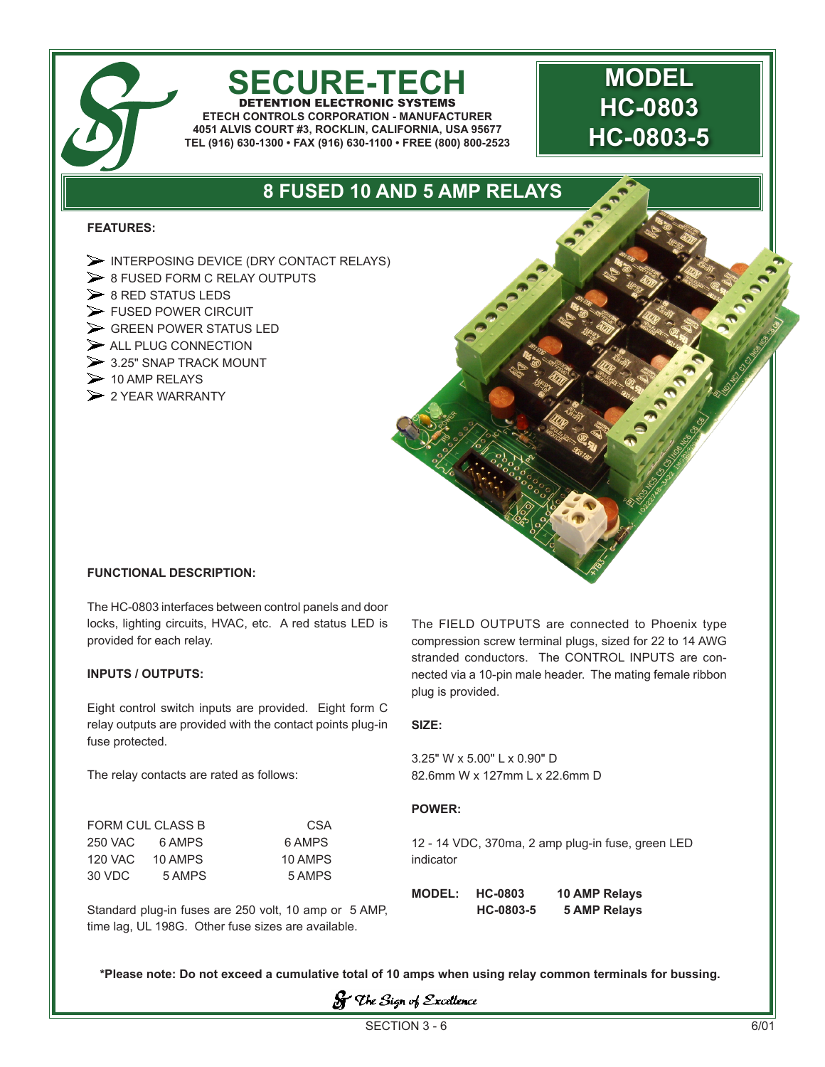# SECURE-TECH

**DETENTION ELECTRONIC SYSTEMS**

**ETECH CONTROLS CORPORATION - MANUFACTURER**
**4051 ALVIS COURT #3, ROCKLIN, CALIFORNIA, USA 95677**
**TEL (916) 630-1300 • FAX (916) 630-1100 • FREE (800) 800-2523**

# MODEL HC-0803 HC-0803-5

## 8 FUSED 10 AND 5 AMP RELAYS

**FEATURES:**

- INTERPOSING DEVICE (DRY CONTACT RELAYS)
- 8 FUSED FORM C RELAY OUTPUTS
- 8 RED STATUS LEDS
- FUSED POWER CIRCUIT
- GREEN POWER STATUS LED
- ALL PLUG CONNECTION
- 3.25" SNAP TRACK MOUNT
- 10 AMP RELAYS
- 2 YEAR WARRANTY

**FUNCTIONAL DESCRIPTION:**

The HC-0803 interfaces between control panels and door locks, lighting circuits, HVAC, etc. A red status LED is provided for each relay.

**INPUTS / OUTPUTS:**

Eight control switch inputs are provided. Eight form C relay outputs are provided with the contact points plug-in fuse protected.

The relay contacts are rated as follows:

| FORM CUL CLASS B | | CSA |
|---|---|---|
| 250 VAC | 6 AMPS | 6 AMPS |
| 120 VAC | 10 AMPS | 10 AMPS |
| 30 VDC | 5 AMPS | 5 AMPS |

Standard plug-in fuses are 250 volt, 10 amp or 5 AMP, time lag, UL 198G. Other fuse sizes are available.

The FIELD OUTPUTS are connected to Phoenix type compression screw terminal plugs, sized for 22 to 14 AWG stranded conductors. The CONTROL INPUTS are connected via a 10-pin male header. The mating female ribbon plug is provided.

**SIZE:**

3.25" W x 5.00" L x 0.90" D
82.6mm W x 127mm L x 22.6mm D

**POWER:**

12 - 14 VDC, 370ma, 2 amp plug-in fuse, green LED indicator

| **MODEL:** | **HC-0803** | **10 AMP Relays** |
|---|---|---|
| | **HC-0803-5** | **5 AMP Relays** |

**\*Please note: Do not exceed a cumulative total of 10 amps when using relay common terminals for bussing.**

*The Sign of Excellence*

SECTION 3 - 6

6/01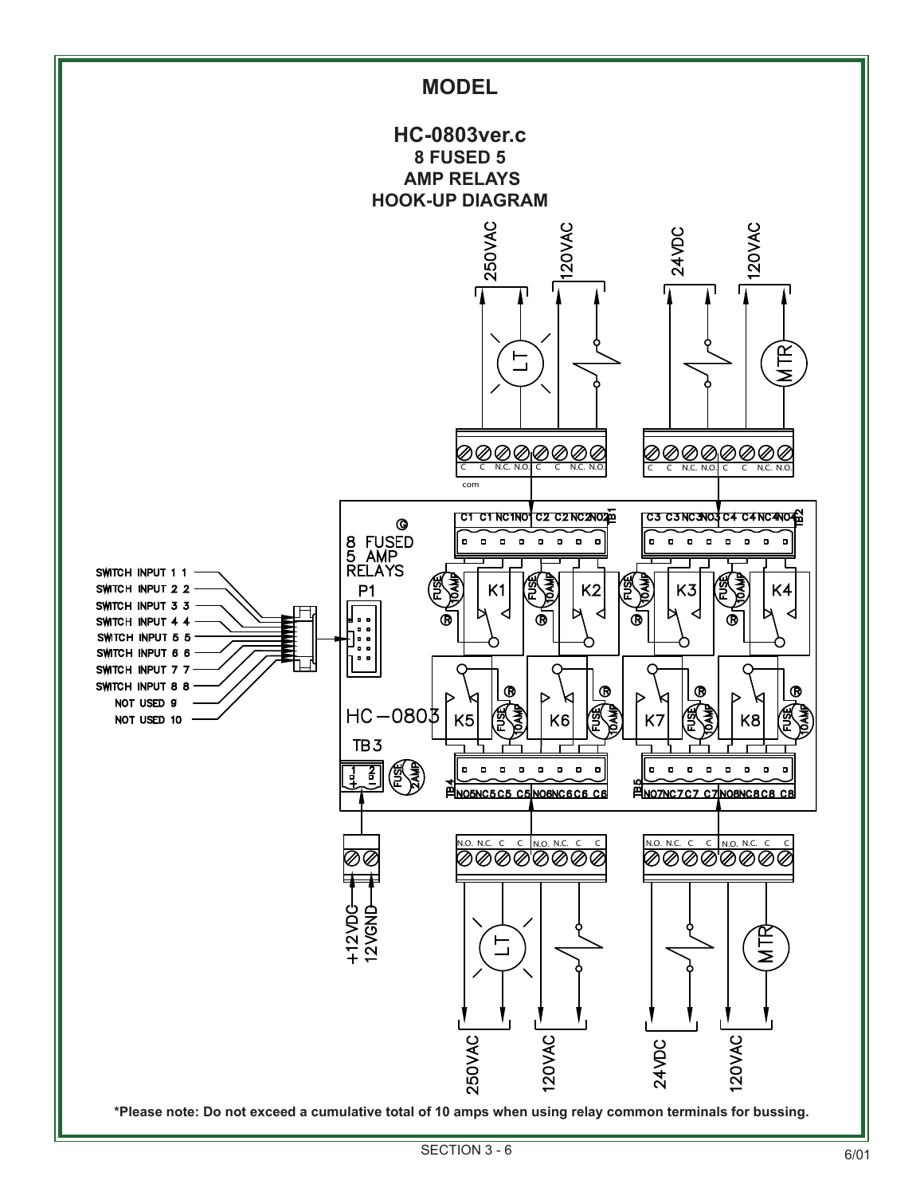# MODEL

## HC-0803ver.c

### 8 FUSED 5 AMP RELAYS HOOK-UP DIAGRAM

250VAC
120VAC
24VDC
120VAC

LT
MTR

C C N.C. N.O. C C N.C. N.O.
C C N.C. N.O. C C N.C. N.O.
com

C1 C1 NC1 NO1 C2 C2 NC2 NO2 TB1
C3 C3 NC3 NO3 C4 C4 NC4 NO4 TB2

8 FUSED
5 AMP
RELAYS

P1

FUSE 10AMP

K1 K2 K3 K4

SWITCH INPUT 1 1
SWITCH INPUT 2 2
SWITCH INPUT 3 3
SWITCH INPUT 4 4
SWITCH INPUT 5 5
SWITCH INPUT 6 6
SWITCH INPUT 7 7
SWITCH INPUT 8 8
NOT USED 9
NOT USED 10

HC-0803

K5 K6 K7 K8

TB3

FUSE 2AMP

TB4 NO5 NC5 C5 C5 NO6 NC6 C6 C6
TB5 NO7 NC7 C7 C7 NO8 NC8 C8 C8

N.O. N.C. C C N.O. N.C. C C
N.O. N.C. C C N.O. N.C. C C

+12VDC
12VGND

LT
MTR

250VAC
120VAC
24VDC
120VAC

**\*Please note: Do not exceed a cumulative total of 10 amps when using relay common terminals for bussing.**

SECTION 3 - 6

6/01